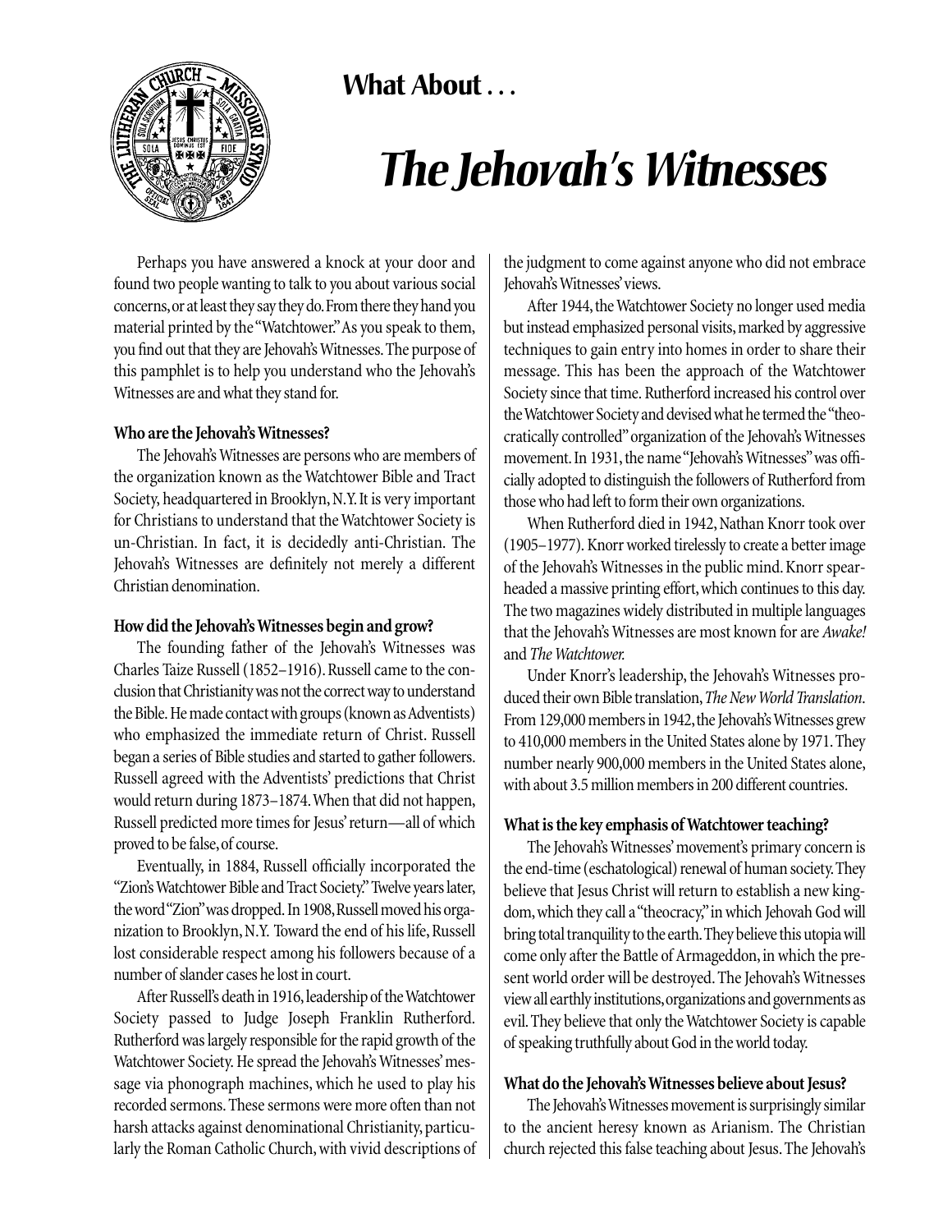## What About . . .

# *The Jehovah's Witnesses*

Perhaps you have answered a knock at your door and found two people wanting to talk to you about various social concerns, or at least they say they do. From there they hand you material printed by the "Watchtower." As you speak to them, you find out that they are Jehovah's Witnesses. The purpose of this pamphlet is to help you understand who the Jehovah's Witnesses are and what they stand for.

**Who are the Jehovah's Witnesses?**

The Jehovah's Witnesses are persons who are members of the organization known as the Watchtower Bible and Tract Society, headquartered in Brooklyn, N.Y. It is very important for Christians to understand that the Watchtower Society is un-Christian. In fact, it is decidedly anti-Christian. The Jehovah's Witnesses are definitely not merely a different Christian denomination.

**How did the Jehovah's Witnesses begin and grow?**

The founding father of the Jehovah's Witnesses was Charles Taize Russell (1852–1916). Russell came to the conclusion that Christianity was not the correct way to understand the Bible. He made contact with groups (known as Adventists) who emphasized the immediate return of Christ. Russell began a series of Bible studies and started to gather followers. Russell agreed with the Adventists' predictions that Christ would return during 1873–1874. When that did not happen, Russell predicted more times for Jesus' return—all of which proved to be false, of course.

Eventually, in 1884, Russell officially incorporated the "Zion's Watchtower Bible and Tract Society." Twelve years later, the word "Zion" was dropped. In 1908, Russell moved his organization to Brooklyn, N.Y. Toward the end of his life, Russell lost considerable respect among his followers because of a number of slander cases he lost in court.

After Russell's death in 1916, leadership of the Watchtower Society passed to Judge Joseph Franklin Rutherford. Rutherford was largely responsible for the rapid growth of the Watchtower Society. He spread the Jehovah's Witnesses' message via phonograph machines, which he used to play his recorded sermons. These sermons were more often than not harsh attacks against denominational Christianity, particularly the Roman Catholic Church, with vivid descriptions of the judgment to come against anyone who did not embrace Jehovah's Witnesses' views.

After 1944, the Watchtower Society no longer used media but instead emphasized personal visits, marked by aggressive techniques to gain entry into homes in order to share their message. This has been the approach of the Watchtower Society since that time. Rutherford increased his control over the Watchtower Society and devised what he termed the "theocratically controlled" organization of the Jehovah's Witnesses movement. In 1931, the name "Jehovah's Witnesses" was officially adopted to distinguish the followers of Rutherford from those who had left to form their own organizations.

When Rutherford died in 1942, Nathan Knorr took over (1905–1977). Knorr worked tirelessly to create a better image of the Jehovah's Witnesses in the public mind. Knorr spearheaded a massive printing effort, which continues to this day. The two magazines widely distributed in multiple languages that the Jehovah's Witnesses are most known for are *Awake!* and *The Watchtower.*

Under Knorr's leadership, the Jehovah's Witnesses produced their own Bible translation, *The New World Translation*. From 129,000 members in 1942, the Jehovah's Witnesses grew to 410,000 members in the United States alone by 1971. They number nearly 900,000 members in the United States alone, with about 3.5 million members in 200 different countries.

**What is the key emphasis of Watchtower teaching?**

The Jehovah's Witnesses' movement's primary concern is the end-time (eschatological) renewal of human society. They believe that Jesus Christ will return to establish a new kingdom, which they call a "theocracy," in which Jehovah God will bring total tranquility to the earth. They believe this utopia will come only after the Battle of Armageddon, in which the present world order will be destroyed. The Jehovah's Witnesses view all earthly institutions, organizations and governments as evil. They believe that only the Watchtower Society is capable of speaking truthfully about God in the world today.

**What do the Jehovah's Witnesses believe about Jesus?**

The Jehovah's Witnesses movement is surprisingly similar to the ancient heresy known as Arianism. The Christian church rejected this false teaching about Jesus. The Jehovah's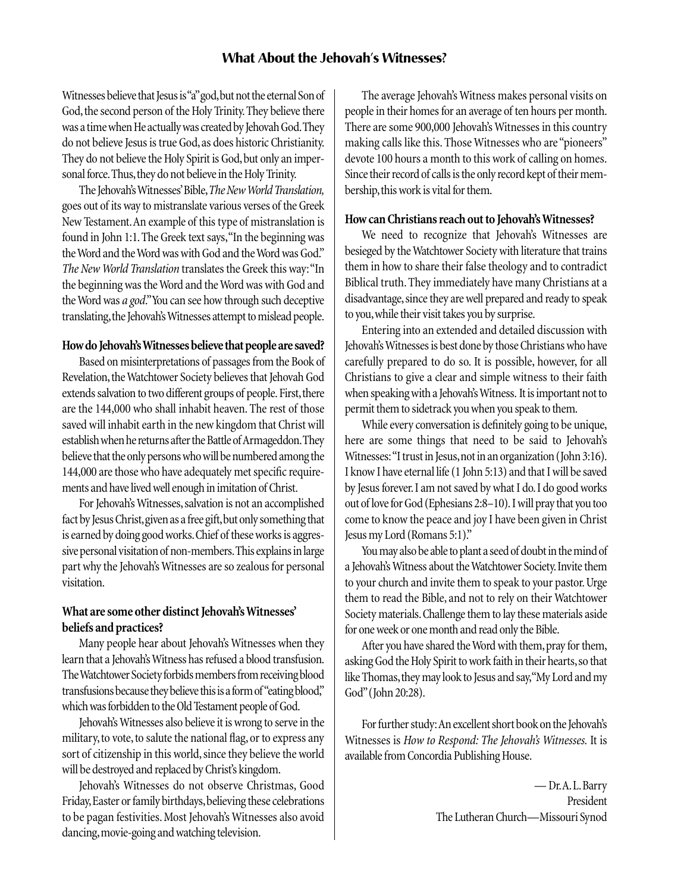## What About the Jehovah's Witnesses?

Witnesses believe that Jesus is "a" god, but not the eternal Son of God, the second person of the Holy Trinity. They believe there was a time when He actually was created by Jehovah God. They do not believe Jesus is true God, as does historic Christianity. They do not believe the Holy Spirit is God, but only an impersonal force. Thus, they do not believe in the Holy Trinity.

The Jehovah's Witnesses' Bible, *The New World Translation,* goes out of its way to mistranslate various verses of the Greek New Testament. An example of this type of mistranslation is found in John 1:1. The Greek text says, "In the beginning was the Word and the Word was with God and the Word was God." *The New World Translation* translates the Greek this way: "In the beginning was the Word and the Word was with God and the Word was *a god*." You can see how through such deceptive translating, the Jehovah's Witnesses attempt to mislead people.

**How do Jehovah's Witnesses believe that people are saved?**

Based on misinterpretations of passages from the Book of Revelation, the Watchtower Society believes that Jehovah God extends salvation to two different groups of people. First, there are the 144,000 who shall inhabit heaven. The rest of those saved will inhabit earth in the new kingdom that Christ will establish when he returns after the Battle of Armageddon. They believe that the only persons who will be numbered among the 144,000 are those who have adequately met specific requirements and have lived well enough in imitation of Christ.

For Jehovah's Witnesses, salvation is not an accomplished fact by Jesus Christ, given as a free gift, but only something that is earned by doing good works. Chief of these works is aggressive personal visitation of non-members. This explains in large part why the Jehovah's Witnesses are so zealous for personal visitation.

**What are some other distinct Jehovah's Witnesses' beliefs and practices?**

Many people hear about Jehovah's Witnesses when they learn that a Jehovah's Witness has refused a blood transfusion. The Watchtower Society forbids members from receiving blood transfusions because they believe this is a form of "eating blood," which was forbidden to the Old Testament people of God.

Jehovah's Witnesses also believe it is wrong to serve in the military, to vote, to salute the national flag, or to express any sort of citizenship in this world, since they believe the world will be destroyed and replaced by Christ's kingdom.

Jehovah's Witnesses do not observe Christmas, Good Friday, Easter or family birthdays, believing these celebrations to be pagan festivities. Most Jehovah's Witnesses also avoid dancing, movie-going and watching television.

The average Jehovah's Witness makes personal visits on people in their homes for an average of ten hours per month. There are some 900,000 Jehovah's Witnesses in this country making calls like this. Those Witnesses who are "pioneers" devote 100 hours a month to this work of calling on homes. Since their record of calls is the only record kept of their membership, this work is vital for them.

**How can Christians reach out to Jehovah's Witnesses?**

We need to recognize that Jehovah's Witnesses are besieged by the Watchtower Society with literature that trains them in how to share their false theology and to contradict Biblical truth. They immediately have many Christians at a disadvantage, since they are well prepared and ready to speak to you, while their visit takes you by surprise.

Entering into an extended and detailed discussion with Jehovah's Witnesses is best done by those Christians who have carefully prepared to do so. It is possible, however, for all Christians to give a clear and simple witness to their faith when speaking with a Jehovah's Witness. It is important not to permit them to sidetrack you when you speak to them.

While every conversation is definitely going to be unique, here are some things that need to be said to Jehovah's Witnesses: "I trust in Jesus, not in an organization (John 3:16). I know I have eternal life (1 John 5:13) and that I will be saved by Jesus forever. I am not saved by what I do. I do good works out of love for God (Ephesians 2:8–10). I will pray that you too come to know the peace and joy I have been given in Christ Jesus my Lord (Romans 5:1)."

You may also be able to plant a seed of doubt in the mind of a Jehovah's Witness about the Watchtower Society. Invite them to your church and invite them to speak to your pastor. Urge them to read the Bible, and not to rely on their Watchtower Society materials. Challenge them to lay these materials aside for one week or one month and read only the Bible.

After you have shared the Word with them, pray for them, asking God the Holy Spirit to work faith in their hearts, so that like Thomas, they may look to Jesus and say, "My Lord and my God" (John 20:28).

For further study: An excellent short book on the Jehovah's Witnesses is *How to Respond: The Jehovah's Witnesses.* It is available from Concordia Publishing House.

— Dr. A. L. Barry
President
The Lutheran Church—Missouri Synod